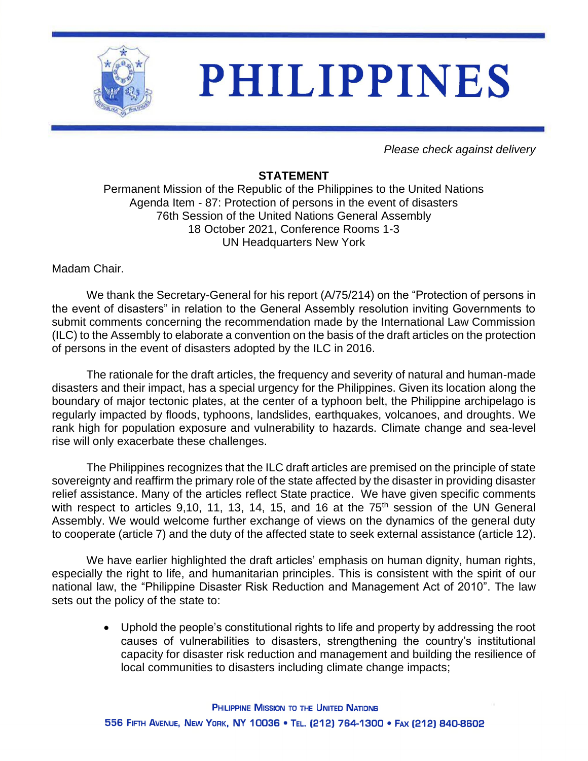# PHILIPPINES

*Please check against delivery*

**STATEMENT**

Permanent Mission of the Republic of the Philippines to the United Nations
Agenda Item - 87: Protection of persons in the event of disasters
76th Session of the United Nations General Assembly
18 October 2021, Conference Rooms 1-3
UN Headquarters New York

Madam Chair.

We thank the Secretary-General for his report (A/75/214) on the "Protection of persons in the event of disasters" in relation to the General Assembly resolution inviting Governments to submit comments concerning the recommendation made by the International Law Commission (ILC) to the Assembly to elaborate a convention on the basis of the draft articles on the protection of persons in the event of disasters adopted by the ILC in 2016.

The rationale for the draft articles, the frequency and severity of natural and human-made disasters and their impact, has a special urgency for the Philippines. Given its location along the boundary of major tectonic plates, at the center of a typhoon belt, the Philippine archipelago is regularly impacted by floods, typhoons, landslides, earthquakes, volcanoes, and droughts. We rank high for population exposure and vulnerability to hazards. Climate change and sea-level rise will only exacerbate these challenges.

The Philippines recognizes that the ILC draft articles are premised on the principle of state sovereignty and reaffirm the primary role of the state affected by the disaster in providing disaster relief assistance. Many of the articles reflect State practice. We have given specific comments with respect to articles 9,10, 11, 13, 14, 15, and 16 at the 75th session of the UN General Assembly. We would welcome further exchange of views on the dynamics of the general duty to cooperate (article 7) and the duty of the affected state to seek external assistance (article 12).

We have earlier highlighted the draft articles' emphasis on human dignity, human rights, especially the right to life, and humanitarian principles. This is consistent with the spirit of our national law, the "Philippine Disaster Risk Reduction and Management Act of 2010". The law sets out the policy of the state to:

- Uphold the people's constitutional rights to life and property by addressing the root causes of vulnerabilities to disasters, strengthening the country's institutional capacity for disaster risk reduction and management and building the resilience of local communities to disasters including climate change impacts;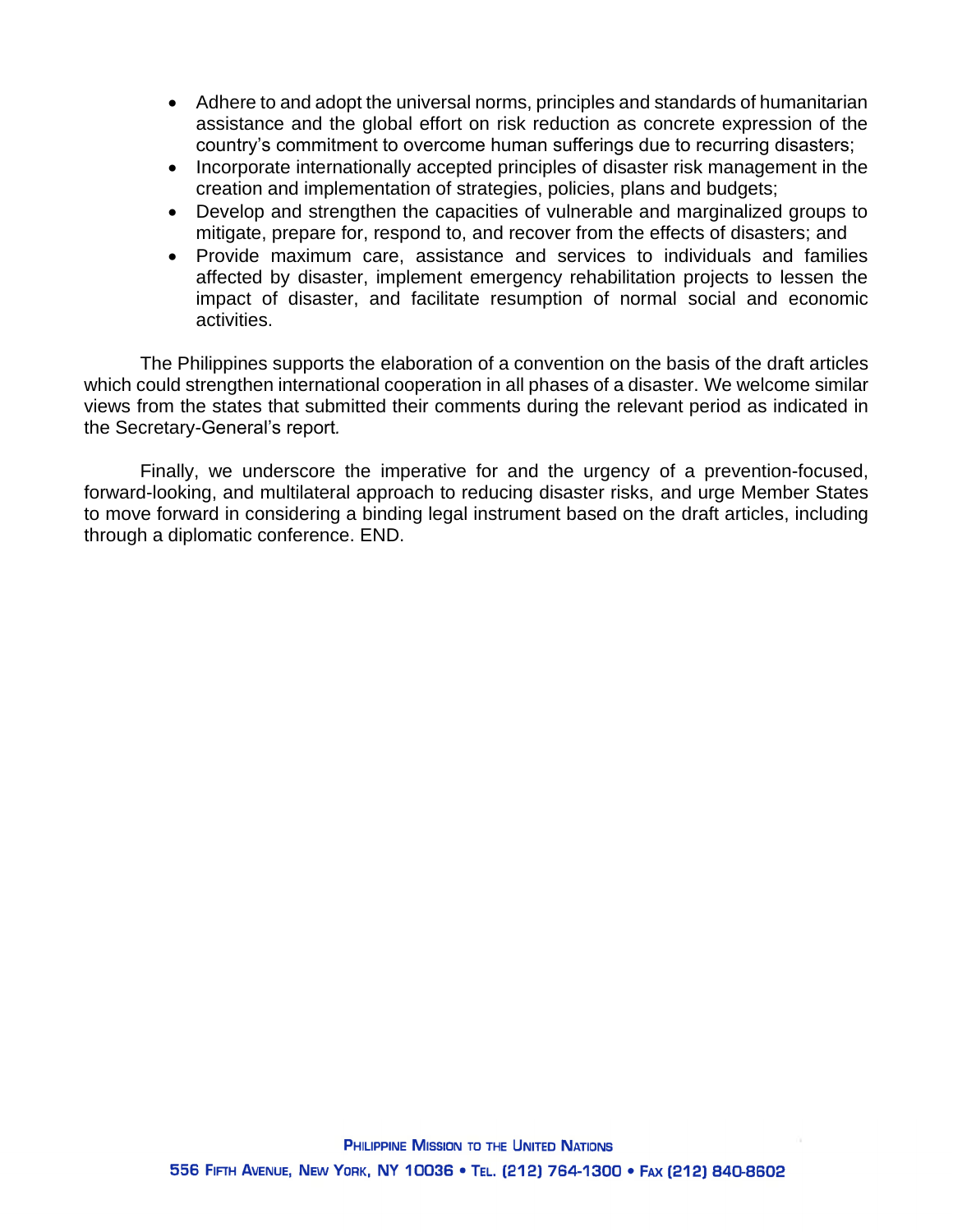- Adhere to and adopt the universal norms, principles and standards of humanitarian assistance and the global effort on risk reduction as concrete expression of the country's commitment to overcome human sufferings due to recurring disasters;
- Incorporate internationally accepted principles of disaster risk management in the creation and implementation of strategies, policies, plans and budgets;
- Develop and strengthen the capacities of vulnerable and marginalized groups to mitigate, prepare for, respond to, and recover from the effects of disasters; and
- Provide maximum care, assistance and services to individuals and families affected by disaster, implement emergency rehabilitation projects to lessen the impact of disaster, and facilitate resumption of normal social and economic activities.

The Philippines supports the elaboration of a convention on the basis of the draft articles which could strengthen international cooperation in all phases of a disaster. We welcome similar views from the states that submitted their comments during the relevant period as indicated in the Secretary-General's report.

Finally, we underscore the imperative for and the urgency of a prevention-focused, forward-looking, and multilateral approach to reducing disaster risks, and urge Member States to move forward in considering a binding legal instrument based on the draft articles, including through a diplomatic conference. END.